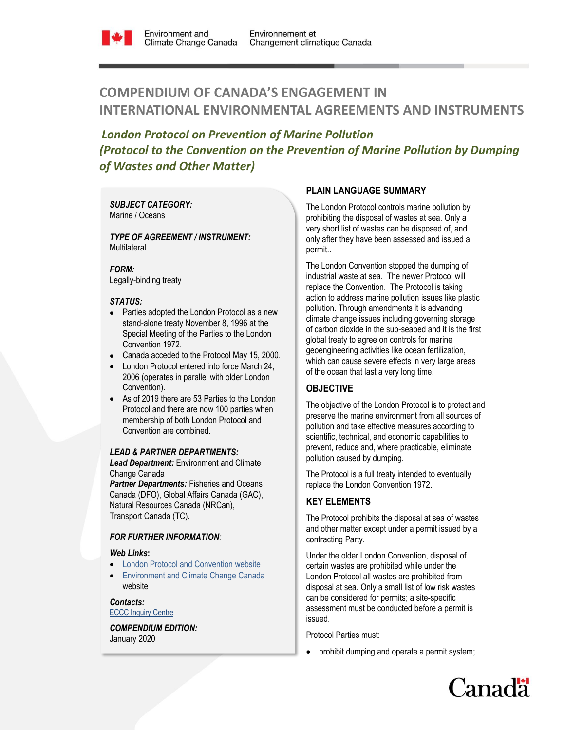Environment and Climate Change Canada | Environnement et Changement climatique Canada

# COMPENDIUM OF CANADA'S ENGAGEMENT IN INTERNATIONAL ENVIRONMENTAL AGREEMENTS AND INSTRUMENTS

## *London Protocol on Prevention of Marine Pollution (Protocol to the Convention on the Prevention of Marine Pollution by Dumping of Wastes and Other Matter)*

***SUBJECT CATEGORY:***
Marine / Oceans

***TYPE OF AGREEMENT / INSTRUMENT:***
Multilateral

***FORM:***
Legally-binding treaty

***STATUS:***

- Parties adopted the London Protocol as a new stand-alone treaty November 8, 1996 at the Special Meeting of the Parties to the London Convention 1972.
- Canada acceded to the Protocol May 15, 2000.
- London Protocol entered into force March 24, 2006 (operates in parallel with older London Convention).
- As of 2019 there are 53 Parties to the London Protocol and there are now 100 parties when membership of both London Protocol and Convention are combined.

***LEAD & PARTNER DEPARTMENTS:***
***Lead Department:*** Environment and Climate Change Canada
***Partner Departments:*** Fisheries and Oceans Canada (DFO), Global Affairs Canada (GAC), Natural Resources Canada (NRCan), Transport Canada (TC).

***FOR FURTHER INFORMATION:***

***Web Links:***

- London Protocol and Convention website
- Environment and Climate Change Canada website

***Contacts:***
ECCC Inquiry Centre

***COMPENDIUM EDITION:***
January 2020

### PLAIN LANGUAGE SUMMARY

The London Protocol controls marine pollution by prohibiting the disposal of wastes at sea. Only a very short list of wastes can be disposed of, and only after they have been assessed and issued a permit..

The London Convention stopped the dumping of industrial waste at sea. The newer Protocol will replace the Convention. The Protocol is taking action to address marine pollution issues like plastic pollution. Through amendments it is advancing climate change issues including governing storage of carbon dioxide in the sub-seabed and it is the first global treaty to agree on controls for marine geoengineering activities like ocean fertilization, which can cause severe effects in very large areas of the ocean that last a very long time.

### OBJECTIVE

The objective of the London Protocol is to protect and preserve the marine environment from all sources of pollution and take effective measures according to scientific, technical, and economic capabilities to prevent, reduce and, where practicable, eliminate pollution caused by dumping.

The Protocol is a full treaty intended to eventually replace the London Convention 1972.

### KEY ELEMENTS

The Protocol prohibits the disposal at sea of wastes and other matter except under a permit issued by a contracting Party.

Under the older London Convention, disposal of certain wastes are prohibited while under the London Protocol all wastes are prohibited from disposal at sea. Only a small list of low risk wastes can be considered for permits; a site-specific assessment must be conducted before a permit is issued.

Protocol Parties must:

- prohibit dumping and operate a permit system;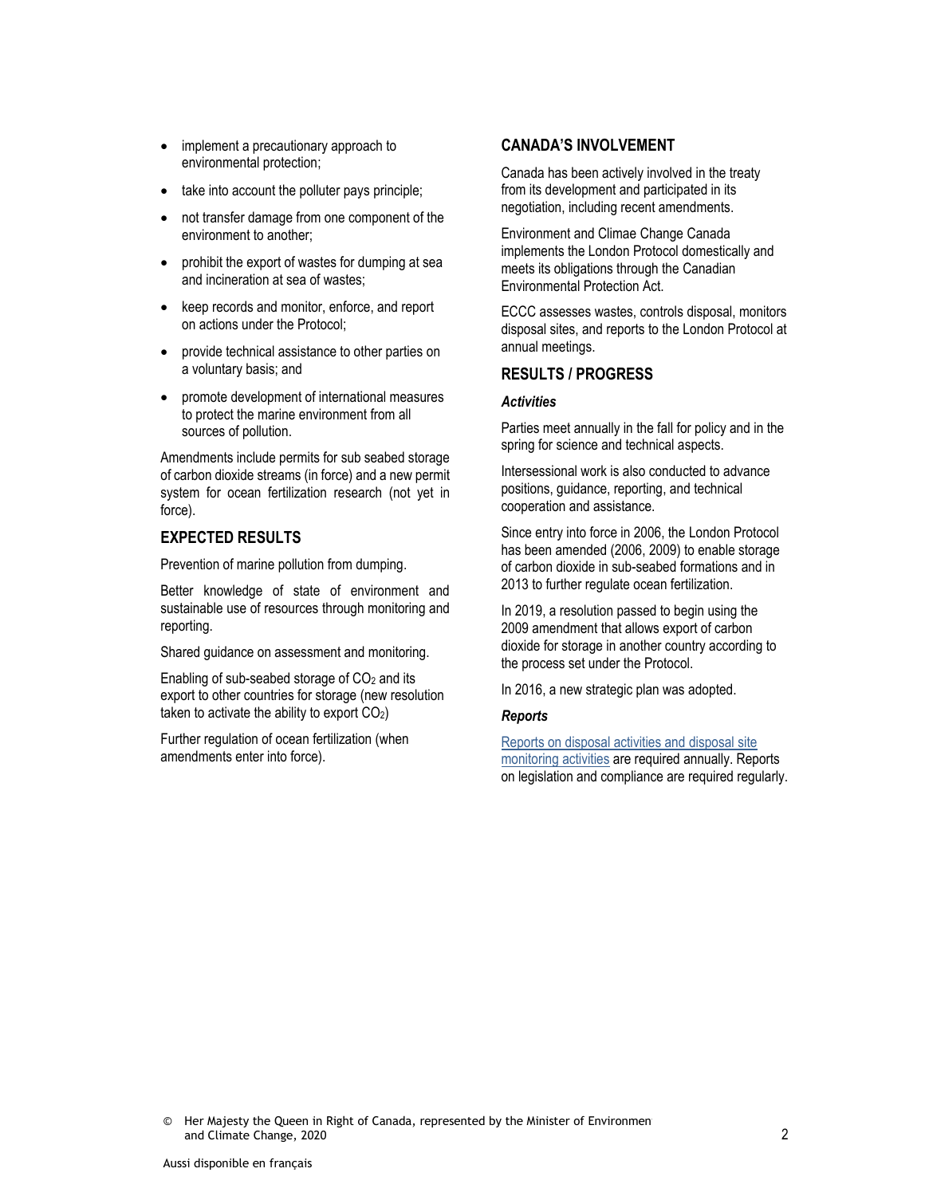- implement a precautionary approach to environmental protection;
- take into account the polluter pays principle;
- not transfer damage from one component of the environment to another;
- prohibit the export of wastes for dumping at sea and incineration at sea of wastes;
- keep records and monitor, enforce, and report on actions under the Protocol;
- provide technical assistance to other parties on a voluntary basis; and
- promote development of international measures to protect the marine environment from all sources of pollution.

Amendments include permits for sub seabed storage of carbon dioxide streams (in force) and a new permit system for ocean fertilization research (not yet in force).

## EXPECTED RESULTS

Prevention of marine pollution from dumping.

Better knowledge of state of environment and sustainable use of resources through monitoring and reporting.

Shared guidance on assessment and monitoring.

Enabling of sub-seabed storage of $CO_2$ and its export to other countries for storage (new resolution taken to activate the ability to export $CO_2$)

Further regulation of ocean fertilization (when amendments enter into force).

## CANADA'S INVOLVEMENT

Canada has been actively involved in the treaty from its development and participated in its negotiation, including recent amendments.

Environment and Climae Change Canada implements the London Protocol domestically and meets its obligations through the Canadian Environmental Protection Act.

ECCC assesses wastes, controls disposal, monitors disposal sites, and reports to the London Protocol at annual meetings.

## RESULTS / PROGRESS

### *Activities*

Parties meet annually in the fall for policy and in the spring for science and technical aspects.

Intersessional work is also conducted to advance positions, guidance, reporting, and technical cooperation and assistance.

Since entry into force in 2006, the London Protocol has been amended (2006, 2009) to enable storage of carbon dioxide in sub-seabed formations and in 2013 to further regulate ocean fertilization.

In 2019, a resolution passed to begin using the 2009 amendment that allows export of carbon dioxide for storage in another country according to the process set under the Protocol.

In 2016, a new strategic plan was adopted.

### *Reports*

Reports on disposal activities and disposal site monitoring activities are required annually. Reports on legislation and compliance are required regularly.

© Her Majesty the Queen in Right of Canada, represented by the Minister of Environmen and Climate Change, 2020

Aussi disponible en français